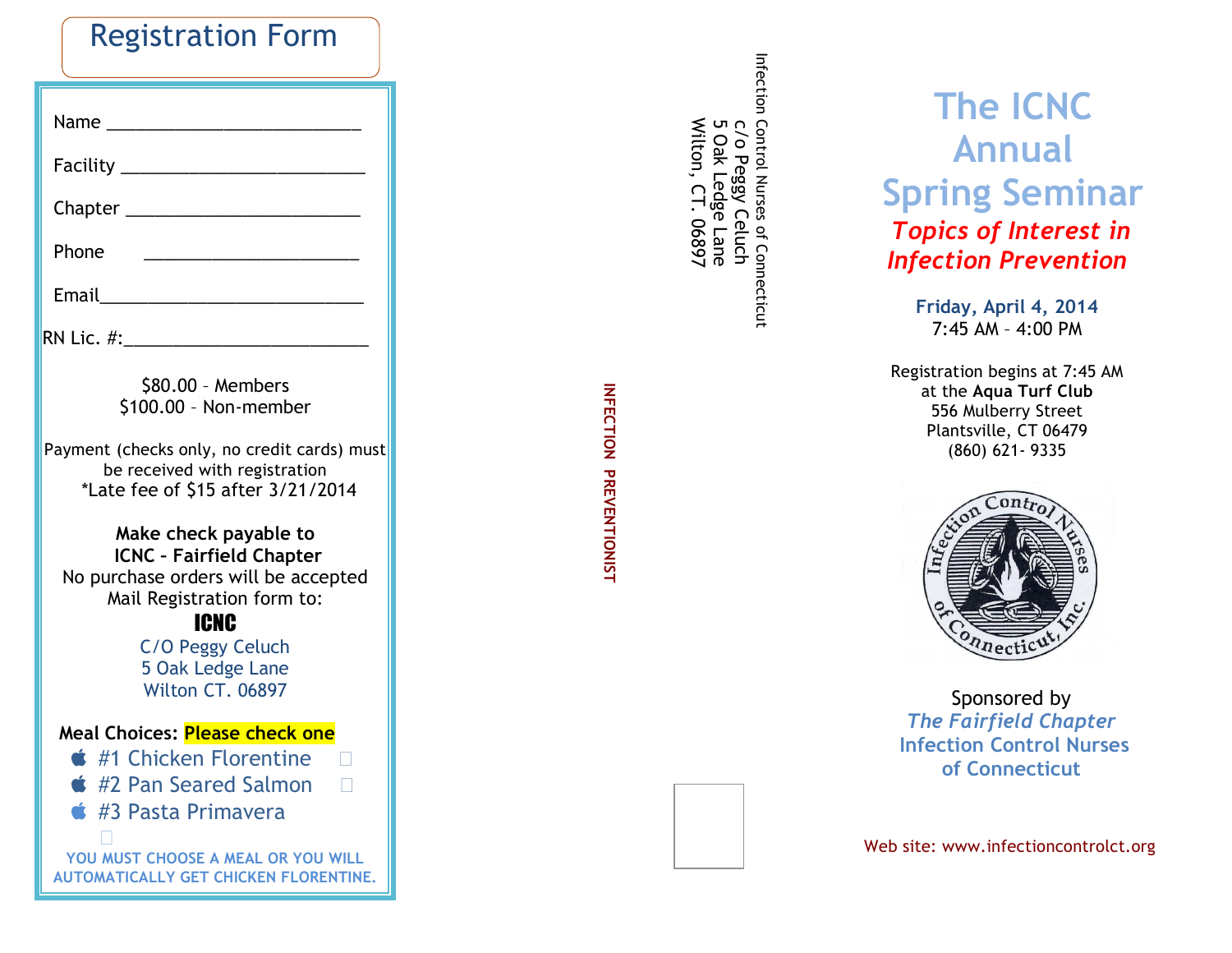# Registration Form

Name ___________________________

Facility __________________________

Chapter ________________________

Phone ______________________

Email____________________________

RN Lic. #:_________________________

$80.00 – Members
$100.00 – Non-member

Payment (checks only, no credit cards) must be received with registration
*Late fee of $15 after 3/21/2014

**Make check payable to**
**ICNC - Fairfield Chapter**
No purchase orders will be accepted
Mail Registration form to:

**ICNC**
C/O Peggy Celuch
5 Oak Ledge Lane
Wilton CT. 06897

**Meal Choices: Please check one**

- #1 Chicken Florentine ☐
- #2 Pan Seared Salmon ☐
- #3 Pasta Primavera ☐

YOU MUST CHOOSE A MEAL OR YOU WILL AUTOMATICALLY GET CHICKEN FLORENTINE.

Infection Control Nurses of Connecticut
c/o Peggy Celuch
5 Oak Ledge Lane
Wilton, CT. 06897

INFECTION PREVENTIONIST

# The ICNC Annual Spring Seminar

***Topics of Interest in Infection Prevention***

**Friday, April 4, 2014**
7:45 AM – 4:00 PM

Registration begins at 7:45 AM
at the **Aqua Turf Club**
556 Mulberry Street
Plantsville, CT 06479
(860) 621- 9335

Infection Control Nurses of Connecticut, Inc.

Sponsored by
***The Fairfield Chapter***
**Infection Control Nurses of Connecticut**

Web site: www.infectioncontrolct.org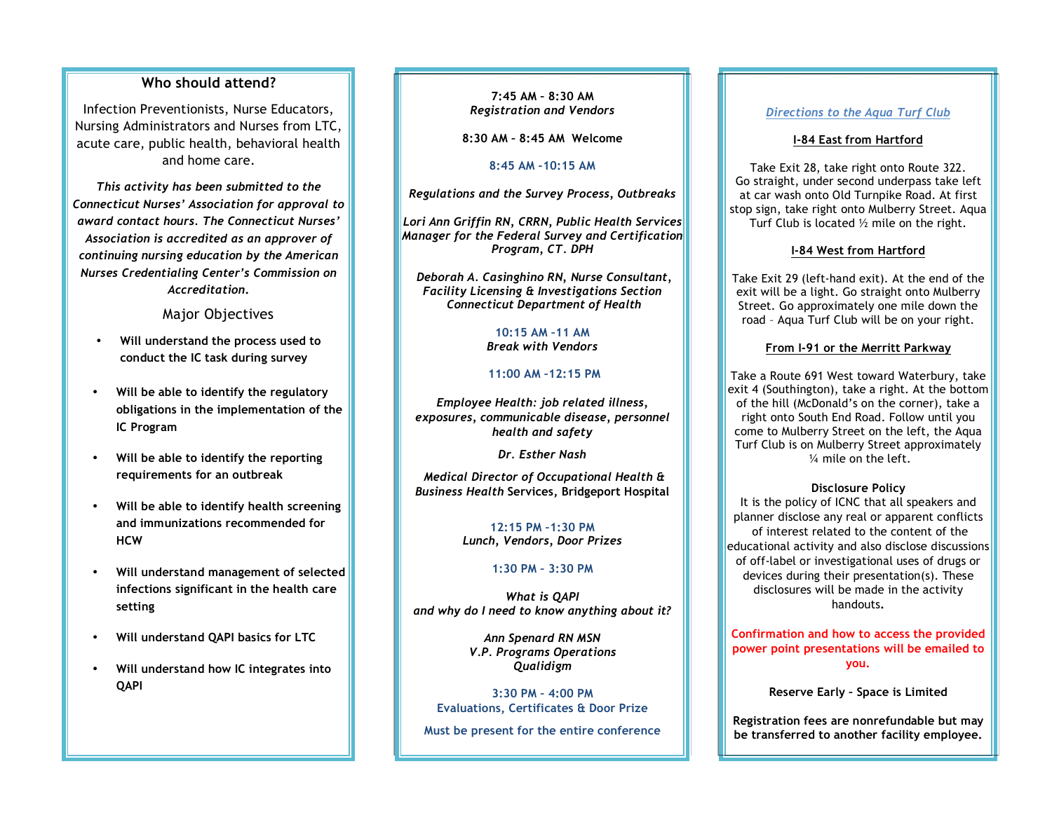## Who should attend?

Infection Preventionists, Nurse Educators, Nursing Administrators and Nurses from LTC, acute care, public health, behavioral health and home care.

***This activity has been submitted to the Connecticut Nurses' Association for approval to award contact hours. The Connecticut Nurses' Association is accredited as an approver of continuing nursing education by the American Nurses Credentialing Center's Commission on Accreditation.***

### Major Objectives

- **Will understand the process used to conduct the IC task during survey**
- **Will be able to identify the regulatory obligations in the implementation of the IC Program**
- **Will be able to identify the reporting requirements for an outbreak**
- **Will be able to identify health screening and immunizations recommended for HCW**
- **Will understand management of selected infections significant in the health care setting**
- **Will understand QAPI basics for LTC**
- **Will understand how IC integrates into QAPI**

**7:45 AM - 8:30 AM**
*Registration and Vendors*

**8:30 AM - 8:45 AM Welcome**

**8:45 AM -10:15 AM**

***Regulations and the Survey Process, Outbreaks***

***Lori Ann Griffin RN, CRRN, Public Health Services Manager for the Federal Survey and Certification Program, CT. DPH***

***Deborah A. Casinghino RN, Nurse Consultant, Facility Licensing & Investigations Section Connecticut Department of Health***

**10:15 AM -11 AM**
***Break with Vendors***

**11:00 AM -12:15 PM**

***Employee Health: job related illness, exposures, communicable disease, personnel health and safety***

***Dr. Esther Nash***

***Medical Director of Occupational Health & Business Health* Services, Bridgeport Hospital**

**12:15 PM -1:30 PM**
***Lunch, Vendors, Door Prizes***

**1:30 PM - 3:30 PM**

***What is QAPI and why do I need to know anything about it?***

***Ann Spenard RN MSN V.P. Programs Operations Qualidigm***

**3:30 PM - 4:00 PM**
**Evaluations, Certificates & Door Prize**

**Must be present for the entire conference**

### *Directions to the Aqua Turf Club*

**I-84 East from Hartford**

Take Exit 28, take right onto Route 322. Go straight, under second underpass take left at car wash onto Old Turnpike Road. At first stop sign, take right onto Mulberry Street. Aqua Turf Club is located ½ mile on the right.

**I-84 West from Hartford**

Take Exit 29 (left-hand exit). At the end of the exit will be a light. Go straight onto Mulberry Street. Go approximately one mile down the road – Aqua Turf Club will be on your right.

**From I-91 or the Merritt Parkway**

Take a Route 691 West toward Waterbury, take exit 4 (Southington), take a right. At the bottom of the hill (McDonald's on the corner), take a right onto South End Road. Follow until you come to Mulberry Street on the left, the Aqua Turf Club is on Mulberry Street approximately ¼ mile on the left.

**Disclosure Policy**
It is the policy of ICNC that all speakers and planner disclose any real or apparent conflicts of interest related to the content of the educational activity and also disclose discussions of off-label or investigational uses of drugs or devices during their presentation(s). These disclosures will be made in the activity handouts.

**Confirmation and how to access the provided power point presentations will be emailed to you.**

**Reserve Early - Space is Limited**

**Registration fees are nonrefundable but may be transferred to another facility employee.**